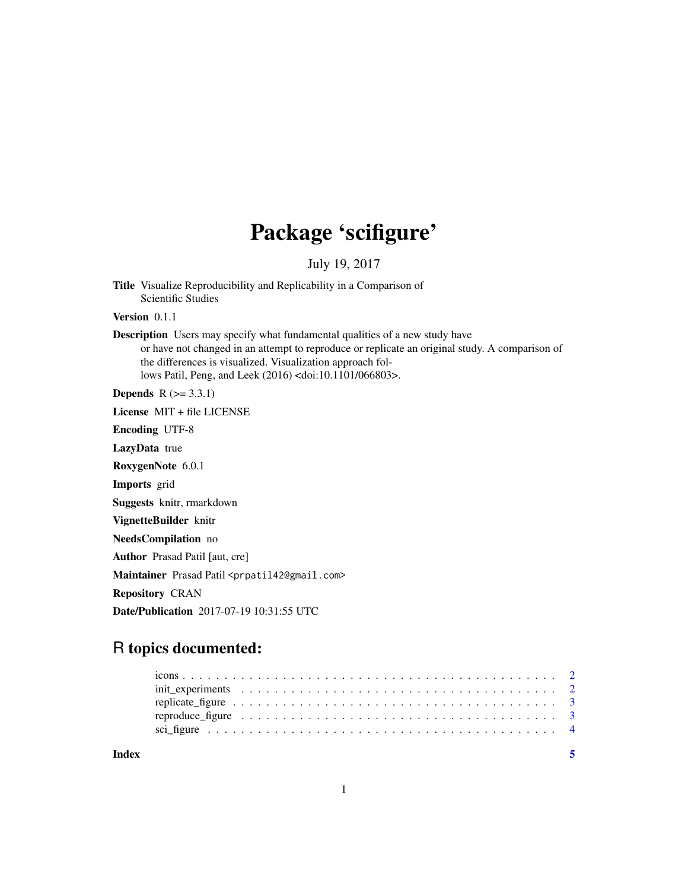# Package 'scifigure'

July 19, 2017

**Title** Visualize Reproducibility and Replicability in a Comparison of Scientific Studies

**Version** 0.1.1

**Description** Users may specify what fundamental qualities of a new study have or have not changed in an attempt to reproduce or replicate an original study. A comparison of the differences is visualized. Visualization approach follows Patil, Peng, and Leek (2016) <doi:10.1101/066803>.

**Depends** R (>= 3.3.1)

**License** MIT + file LICENSE

**Encoding** UTF-8

**LazyData** true

**RoxygenNote** 6.0.1

**Imports** grid

**Suggests** knitr, rmarkdown

**VignetteBuilder** knitr

**NeedsCompilation** no

**Author** Prasad Patil [aut, cre]

**Maintainer** Prasad Patil <prpatil42@gmail.com>

**Repository** CRAN

**Date/Publication** 2017-07-19 10:31:55 UTC

## R topics documented:

- icons . . . . . . . . . . . . . . . . . . . . . . . . . . . . . . . . . . . . . . . . . . . 2
- init_experiments . . . . . . . . . . . . . . . . . . . . . . . . . . . . . . . . . . . . . 2
- replicate_figure . . . . . . . . . . . . . . . . . . . . . . . . . . . . . . . . . . . . . . 3
- reproduce_figure . . . . . . . . . . . . . . . . . . . . . . . . . . . . . . . . . . . . . 3
- sci_figure . . . . . . . . . . . . . . . . . . . . . . . . . . . . . . . . . . . . . . . . . 4

**Index** 5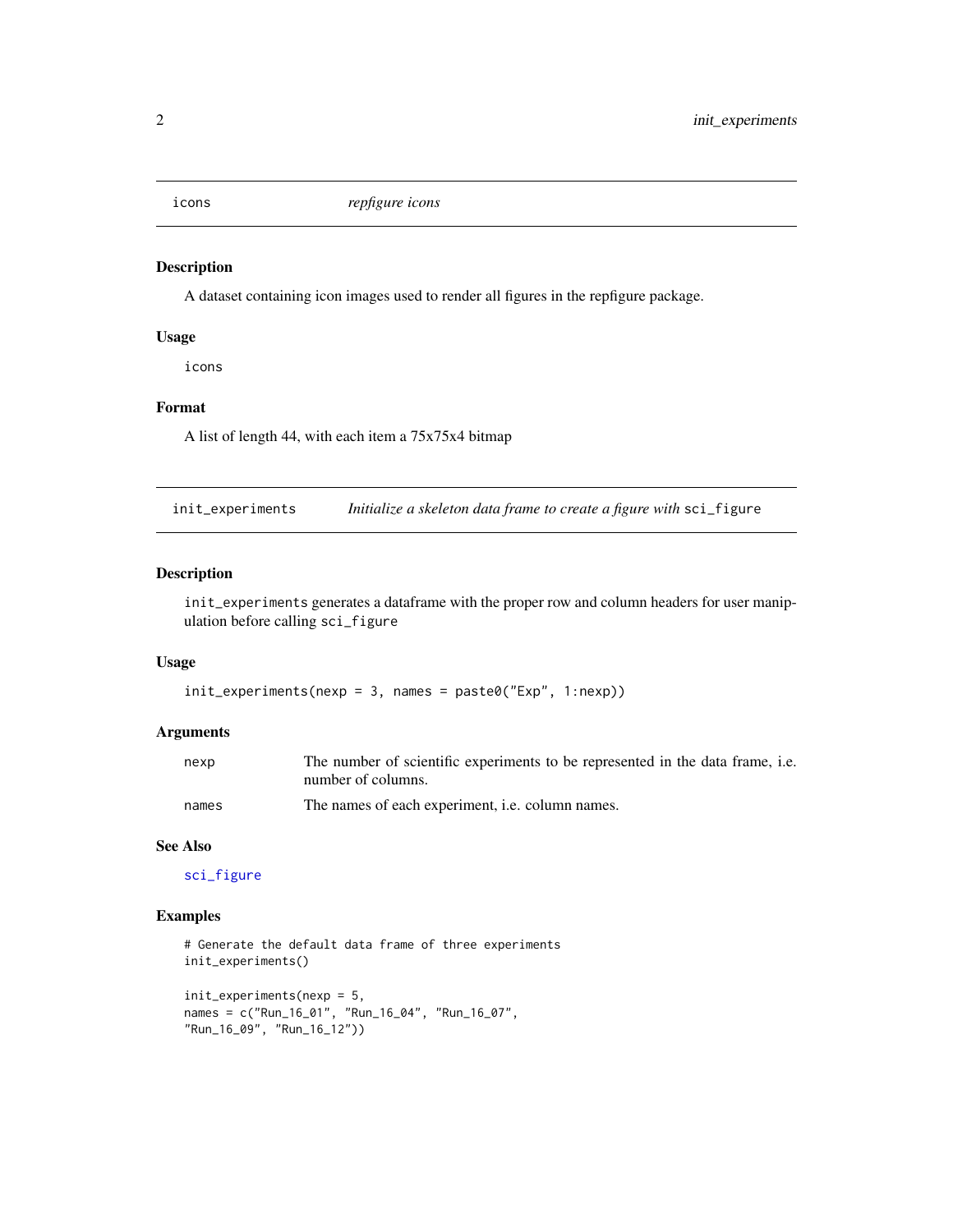## icons — *repfigure icons*

### Description

A dataset containing icon images used to render all figures in the repfigure package.

### Usage

```
icons
```

### Format

A list of length 44, with each item a 75x75x4 bitmap

## init_experiments — *Initialize a skeleton data frame to create a figure with* `sci_figure`

### Description

`init_experiments` generates a dataframe with the proper row and column headers for user manipulation before calling `sci_figure`

### Usage

```
init_experiments(nexp = 3, names = paste0("Exp", 1:nexp))
```

### Arguments

| | |
|---|---|
| `nexp` | The number of scientific experiments to be represented in the data frame, i.e. number of columns. |
| `names` | The names of each experiment, i.e. column names. |

### See Also

`sci_figure`

### Examples

```
# Generate the default data frame of three experiments
init_experiments()

init_experiments(nexp = 5,
names = c("Run_16_01", "Run_16_04", "Run_16_07",
"Run_16_09", "Run_16_12"))
```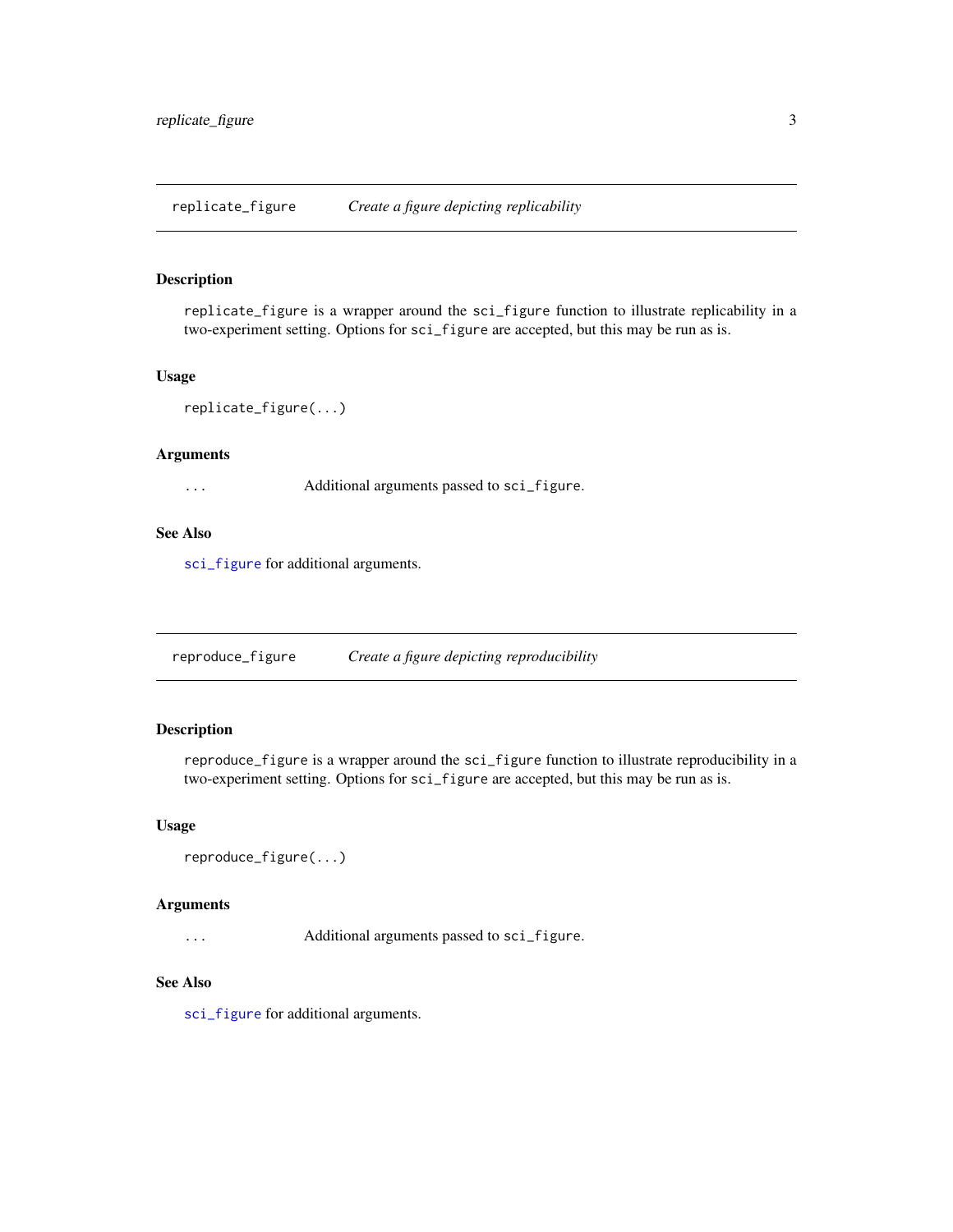## replicate_figure — *Create a figure depicting replicability*

### Description

`replicate_figure` is a wrapper around the `sci_figure` function to illustrate replicability in a two-experiment setting. Options for `sci_figure` are accepted, but this may be run as is.

### Usage

```
replicate_figure(...)
```

### Arguments

| | |
|---|---|
| `...` | Additional arguments passed to `sci_figure`. |

### See Also

`sci_figure` for additional arguments.

## reproduce_figure — *Create a figure depicting reproducibility*

### Description

`reproduce_figure` is a wrapper around the `sci_figure` function to illustrate reproducibility in a two-experiment setting. Options for `sci_figure` are accepted, but this may be run as is.

### Usage

```
reproduce_figure(...)
```

### Arguments

| | |
|---|---|
| `...` | Additional arguments passed to `sci_figure`. |

### See Also

`sci_figure` for additional arguments.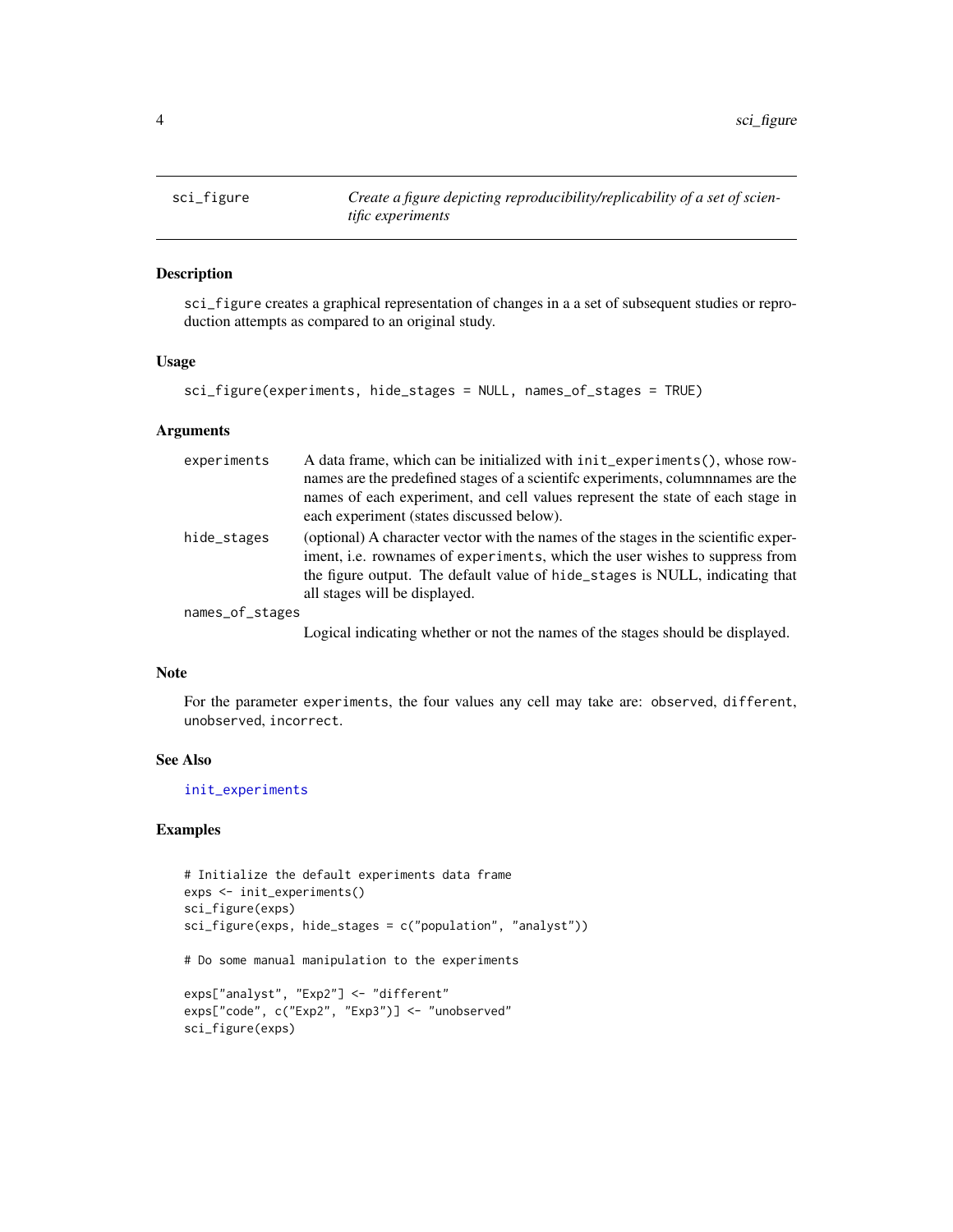## sci_figure — *Create a figure depicting reproducibility/replicability of a set of scientific experiments*

### Description

sci_figure creates a graphical representation of changes in a a set of subsequent studies or reproduction attempts as compared to an original study.

### Usage

```
sci_figure(experiments, hide_stages = NULL, names_of_stages = TRUE)
```

### Arguments

| | |
|---|---|
| experiments | A data frame, which can be initialized with init_experiments(), whose rownames are the predefined stages of a scientifc experiments, columnnames are the names of each experiment, and cell values represent the state of each stage in each experiment (states discussed below). |
| hide_stages | (optional) A character vector with the names of the stages in the scientific experiment, i.e. rownames of experiments, which the user wishes to suppress from the figure output. The default value of hide_stages is NULL, indicating that all stages will be displayed. |
| names_of_stages | Logical indicating whether or not the names of the stages should be displayed. |

### Note

For the parameter experiments, the four values any cell may take are: observed, different, unobserved, incorrect.

### See Also

init_experiments

### Examples

```
# Initialize the default experiments data frame
exps <- init_experiments()
sci_figure(exps)
sci_figure(exps, hide_stages = c("population", "analyst"))

# Do some manual manipulation to the experiments

exps["analyst", "Exp2"] <- "different"
exps["code", c("Exp2", "Exp3")] <- "unobserved"
sci_figure(exps)
```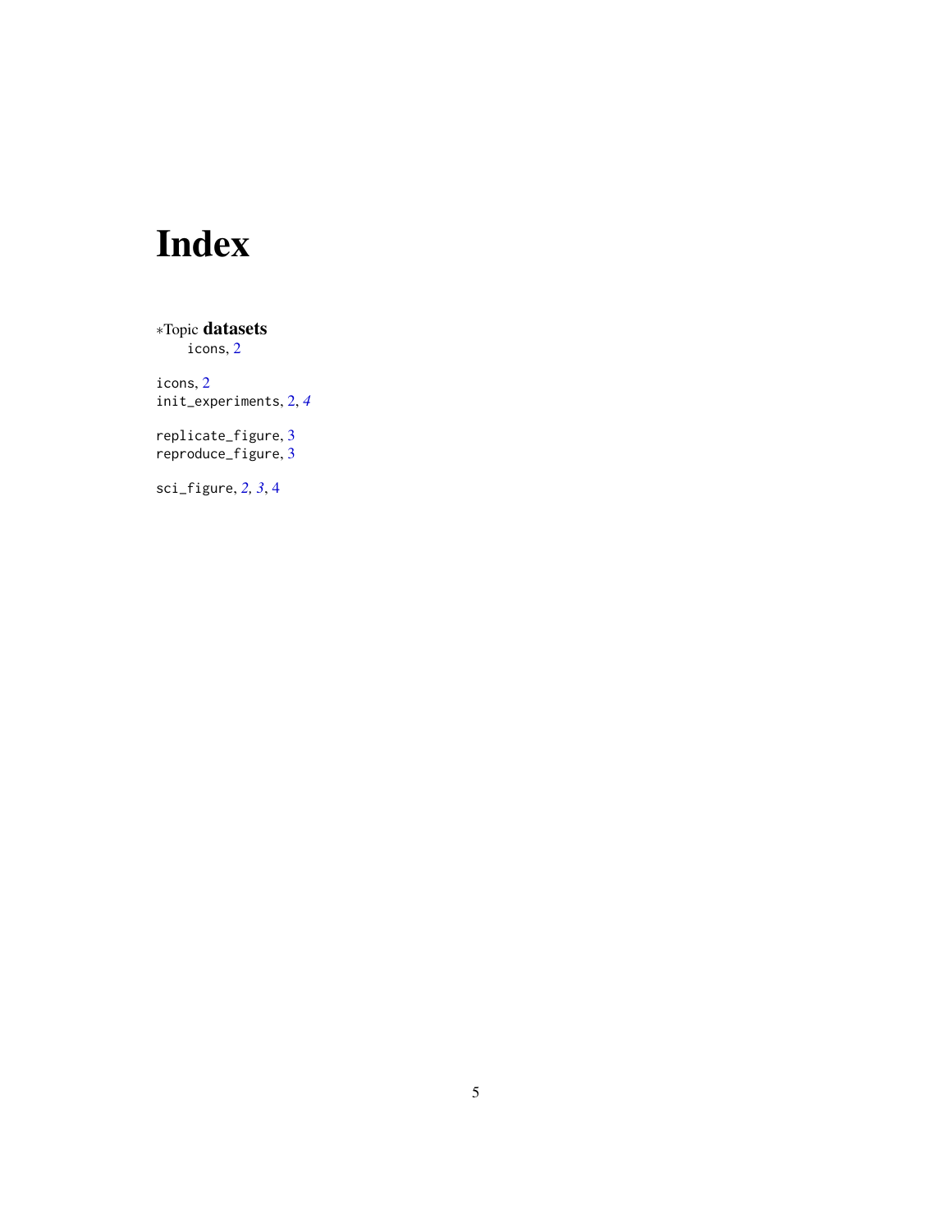# Index

∗Topic **datasets**
  icons, 2

icons, 2
init_experiments, 2, *4*

replicate_figure, 3
reproduce_figure, 3

sci_figure, *2, 3*, 4